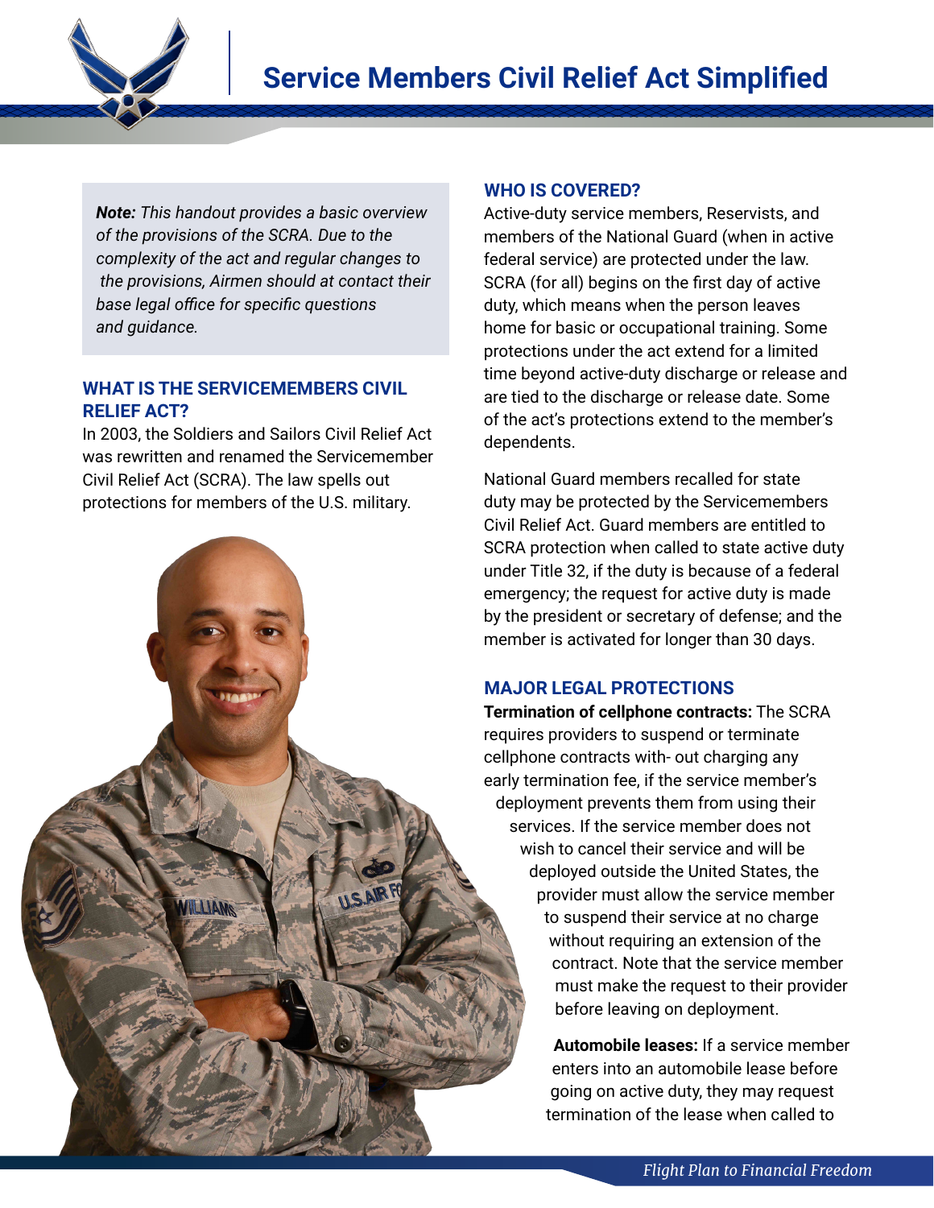# Service Members Civil Relief Act Simplified

***Note:*** *This handout provides a basic overview of the provisions of the SCRA. Due to the complexity of the act and regular changes to the provisions, Airmen should at contact their base legal office for specific questions and guidance.*

## WHAT IS THE SERVICEMEMBERS CIVIL RELIEF ACT?

In 2003, the Soldiers and Sailors Civil Relief Act was rewritten and renamed the Servicemember Civil Relief Act (SCRA). The law spells out protections for members of the U.S. military.

## WHO IS COVERED?

Active-duty service members, Reservists, and members of the National Guard (when in active federal service) are protected under the law. SCRA (for all) begins on the first day of active duty, which means when the person leaves home for basic or occupational training. Some protections under the act extend for a limited time beyond active-duty discharge or release and are tied to the discharge or release date. Some of the act's protections extend to the member's dependents.

National Guard members recalled for state duty may be protected by the Servicemembers Civil Relief Act. Guard members are entitled to SCRA protection when called to state active duty under Title 32, if the duty is because of a federal emergency; the request for active duty is made by the president or secretary of defense; and the member is activated for longer than 30 days.

## MAJOR LEGAL PROTECTIONS

**Termination of cellphone contracts:** The SCRA requires providers to suspend or terminate cellphone contracts with- out charging any early termination fee, if the service member's deployment prevents them from using their services. If the service member does not wish to cancel their service and will be deployed outside the United States, the provider must allow the service member to suspend their service at no charge without requiring an extension of the contract. Note that the service member must make the request to their provider before leaving on deployment.

**Automobile leases:** If a service member enters into an automobile lease before going on active duty, they may request termination of the lease when called to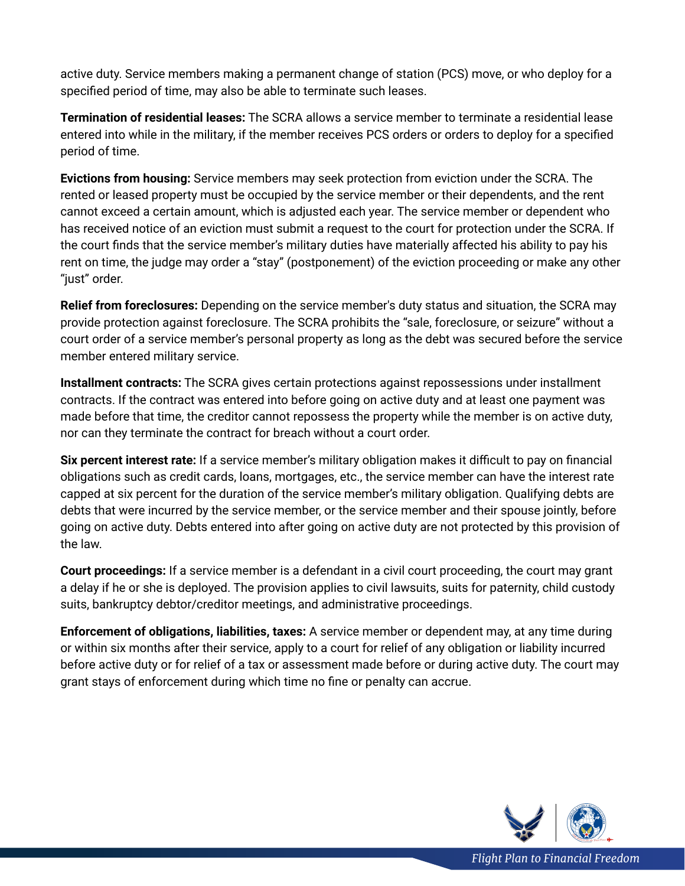active duty. Service members making a permanent change of station (PCS) move, or who deploy for a specified period of time, may also be able to terminate such leases.

**Termination of residential leases:** The SCRA allows a service member to terminate a residential lease entered into while in the military, if the member receives PCS orders or orders to deploy for a specified period of time.

**Evictions from housing:** Service members may seek protection from eviction under the SCRA. The rented or leased property must be occupied by the service member or their dependents, and the rent cannot exceed a certain amount, which is adjusted each year. The service member or dependent who has received notice of an eviction must submit a request to the court for protection under the SCRA. If the court finds that the service member's military duties have materially affected his ability to pay his rent on time, the judge may order a "stay" (postponement) of the eviction proceeding or make any other "just" order.

**Relief from foreclosures:** Depending on the service member's duty status and situation, the SCRA may provide protection against foreclosure. The SCRA prohibits the "sale, foreclosure, or seizure" without a court order of a service member's personal property as long as the debt was secured before the service member entered military service.

**Installment contracts:** The SCRA gives certain protections against repossessions under installment contracts. If the contract was entered into before going on active duty and at least one payment was made before that time, the creditor cannot repossess the property while the member is on active duty, nor can they terminate the contract for breach without a court order.

**Six percent interest rate:** If a service member's military obligation makes it difficult to pay on financial obligations such as credit cards, loans, mortgages, etc., the service member can have the interest rate capped at six percent for the duration of the service member's military obligation. Qualifying debts are debts that were incurred by the service member, or the service member and their spouse jointly, before going on active duty. Debts entered into after going on active duty are not protected by this provision of the law.

**Court proceedings:** If a service member is a defendant in a civil court proceeding, the court may grant a delay if he or she is deployed. The provision applies to civil lawsuits, suits for paternity, child custody suits, bankruptcy debtor/creditor meetings, and administrative proceedings.

**Enforcement of obligations, liabilities, taxes:** A service member or dependent may, at any time during or within six months after their service, apply to a court for relief of any obligation or liability incurred before active duty or for relief of a tax or assessment made before or during active duty. The court may grant stays of enforcement during which time no fine or penalty can accrue.